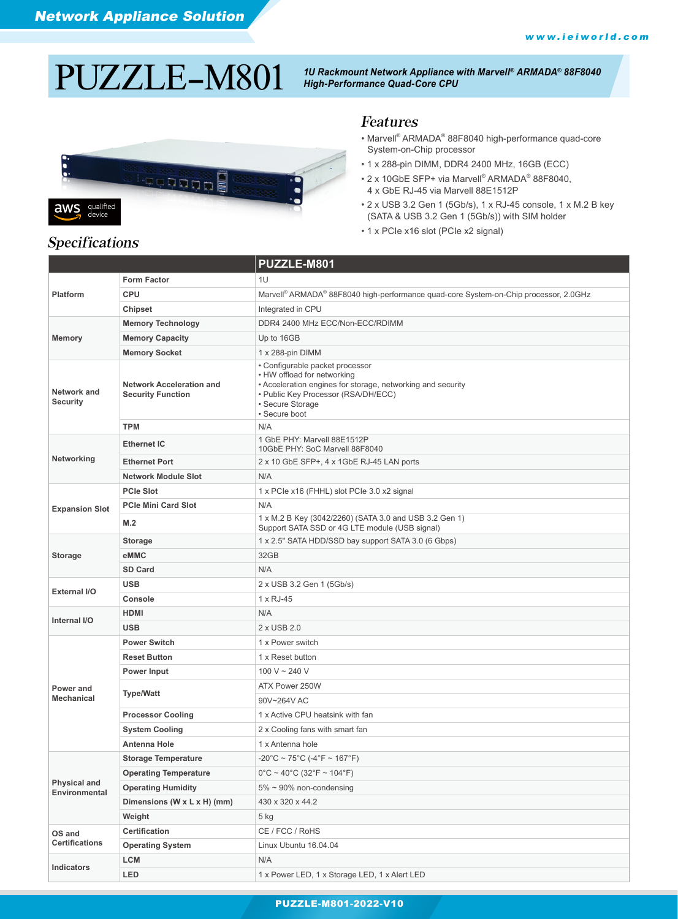Network Appliance Solution

www.ieiworld.com

# PUZZLE-M801

***1U Rackmount Network Appliance with Marvell® ARMADA® 88F8040 High-Performance Quad-Core CPU***

aws qualified device

## Features

- Marvell® ARMADA® 88F8040 high-performance quad-core System-on-Chip processor
- 1 x 288-pin DIMM, DDR4 2400 MHz, 16GB (ECC)
- 2 x 10GbE SFP+ via Marvell® ARMADA® 88F8040, 4 x GbE RJ-45 via Marvell 88E1512P
- 2 x USB 3.2 Gen 1 (5Gb/s), 1 x RJ-45 console, 1 x M.2 B key (SATA & USB 3.2 Gen 1 (5Gb/s)) with SIM holder
- 1 x PCIe x16 slot (PCIe x2 signal)

## Specifications

| | | PUZZLE-M801 |
|---|---|---|
| Platform | Form Factor | 1U |
| | CPU | Marvell® ARMADA® 88F8040 high-performance quad-core System-on-Chip processor, 2.0GHz |
| | Chipset | Integrated in CPU |
| Memory | Memory Technology | DDR4 2400 MHz ECC/Non-ECC/RDIMM |
| | Memory Capacity | Up to 16GB |
| | Memory Socket | 1 x 288-pin DIMM |
| Network and Security | Network Acceleration and Security Function | • Configurable packet processor<br>• HW offload for networking<br>• Acceleration engines for storage, networking and security<br>• Public Key Processor (RSA/DH/ECC)<br>• Secure Storage<br>• Secure boot |
| | TPM | N/A |
| Networking | Ethernet IC | 1 GbE PHY: Marvell 88E1512P<br>10GbE PHY: SoC Marvell 88F8040 |
| | Ethernet Port | 2 x 10 GbE SFP+, 4 x 1GbE RJ-45 LAN ports |
| | Network Module Slot | N/A |
| Expansion Slot | PCIe Slot | 1 x PCIe x16 (FHHL) slot PCIe 3.0 x2 signal |
| | PCIe Mini Card Slot | N/A |
| | M.2 | 1 x M.2 B Key (3042/2260) (SATA 3.0 and USB 3.2 Gen 1)<br>Support SATA SSD or 4G LTE module (USB signal) |
| Storage | Storage | 1 x 2.5" SATA HDD/SSD bay support SATA 3.0 (6 Gbps) |
| | eMMC | 32GB |
| | SD Card | N/A |
| External I/O | USB | 2 x USB 3.2 Gen 1 (5Gb/s) |
| | Console | 1 x RJ-45 |
| Internal I/O | HDMI | N/A |
| | USB | 2 x USB 2.0 |
| Power and Mechanical | Power Switch | 1 x Power switch |
| | Reset Button | 1 x Reset button |
| | Power Input | 100 V ~ 240 V |
| | Type/Watt | ATX Power 250W |
| | | 90V~264V AC |
| | Processor Cooling | 1 x Active CPU heatsink with fan |
| | System Cooling | 2 x Cooling fans with smart fan |
| | Antenna Hole | 1 x Antenna hole |
| Physical and Environmental | Storage Temperature | -20°C ~ 75°C (-4°F ~ 167°F) |
| | Operating Temperature | 0°C ~ 40°C (32°F ~ 104°F) |
| | Operating Humidity | 5% ~ 90% non-condensing |
| | Dimensions (W x L x H) (mm) | 430 x 320 x 44.2 |
| | Weight | 5 kg |
| OS and Certifications | Certification | CE / FCC / RoHS |
| | Operating System | Linux Ubuntu 16.04.04 |
| Indicators | LCM | N/A |
| | LED | 1 x Power LED, 1 x Storage LED, 1 x Alert LED |

PUZZLE-M801-2022-V10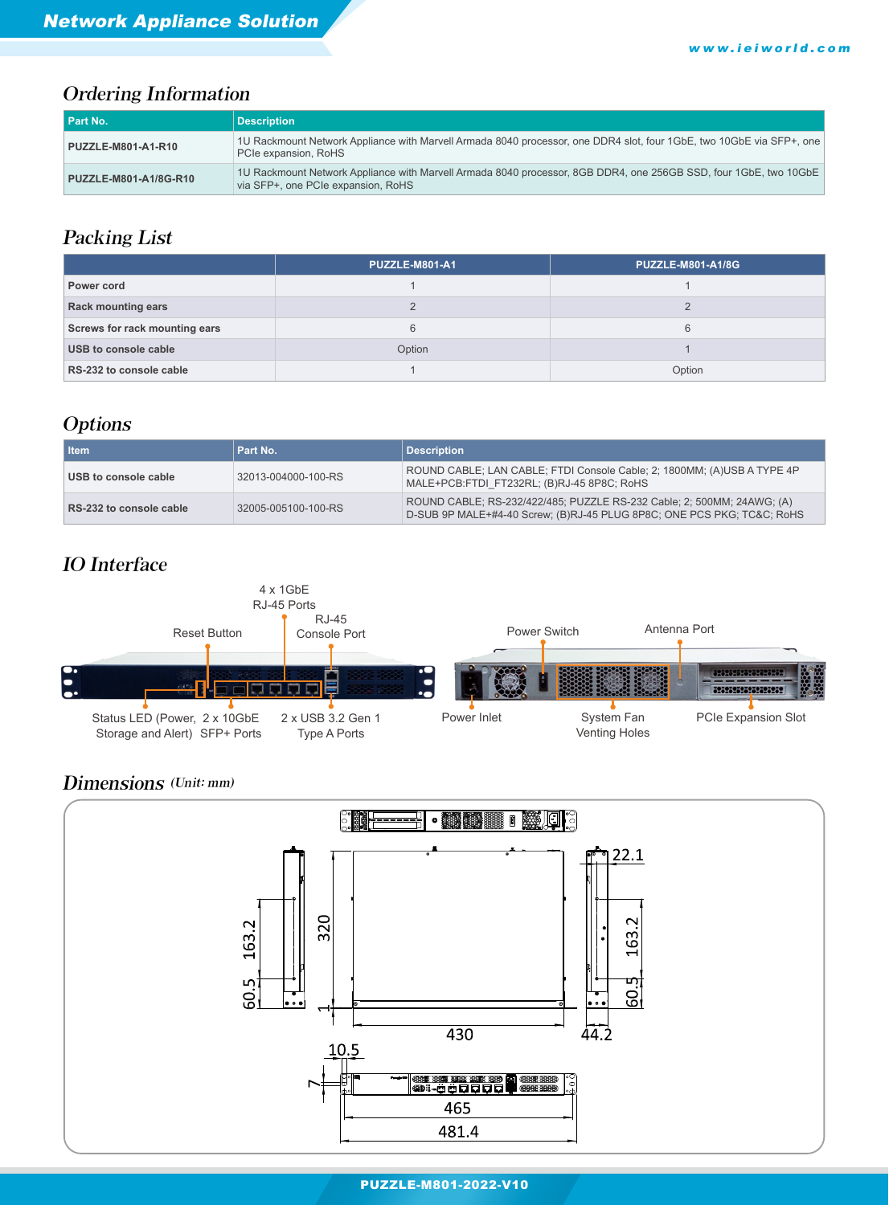## Ordering Information

| Part No. | Description |
|---|---|
| PUZZLE-M801-A1-R10 | 1U Rackmount Network Appliance with Marvell Armada 8040 processor, one DDR4 slot, four 1GbE, two 10GbE via SFP+, one PCIe expansion, RoHS |
| PUZZLE-M801-A1/8G-R10 | 1U Rackmount Network Appliance with Marvell Armada 8040 processor, 8GB DDR4, one 256GB SSD, four 1GbE, two 10GbE via SFP+, one PCIe expansion, RoHS |

## Packing List

| | PUZZLE-M801-A1 | PUZZLE-M801-A1/8G |
|---|---|---|
| Power cord | 1 | 1 |
| Rack mounting ears | 2 | 2 |
| Screws for rack mounting ears | 6 | 6 |
| USB to console cable | Option | 1 |
| RS-232 to console cable | 1 | Option |

## Options

| Item | Part No. | Description |
|---|---|---|
| USB to console cable | 32013-004000-100-RS | ROUND CABLE; LAN CABLE; FTDI Console Cable; 2; 1800MM; (A)USB A TYPE 4P MALE+PCB:FTDI_FT232RL; (B)RJ-45 8P8C; RoHS |
| RS-232 to console cable | 32005-005100-100-RS | ROUND CABLE; RS-232/422/485; PUZZLE RS-232 Cable; 2; 500MM; 24AWG; (A) D-SUB 9P MALE+#4-40 Screw; (B)RJ-45 PLUG 8P8C; ONE PCS PKG; TC&C; RoHS |

## IO Interface

4 x 1GbE RJ-45 Ports
Reset Button
RJ-45 Console Port
Status LED (Power, Storage and Alert)
2 x 10GbE SFP+ Ports
2 x USB 3.2 Gen 1 Type A Ports
Power Switch
Antenna Port
Power Inlet
System Fan Venting Holes
PCIe Expansion Slot

## Dimensions (Unit: mm)

163.2
60.5
320
22.1
163.2
60.5
430
44.2
10.5
7
465
481.4